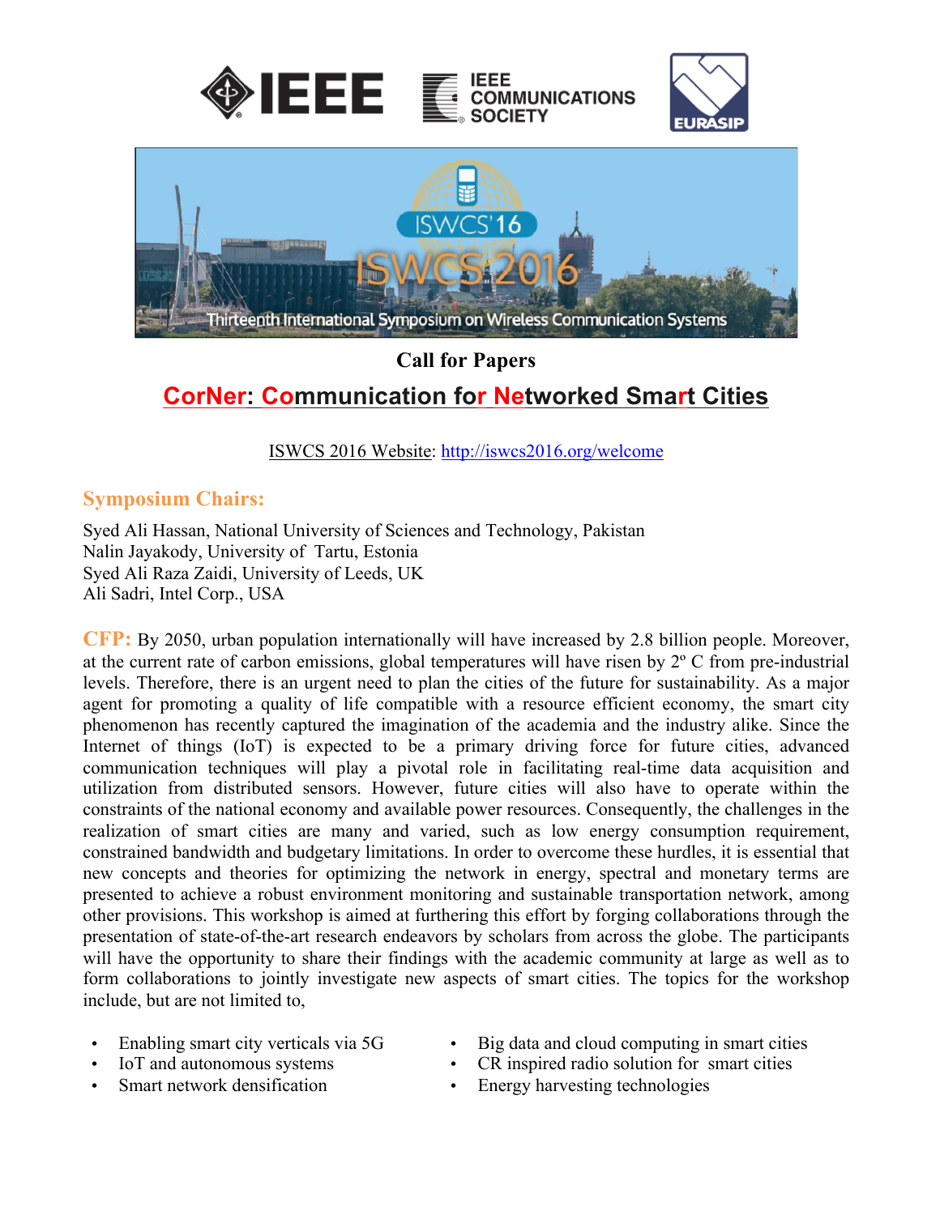IEEE | IEEE COMMUNICATIONS SOCIETY | EURASIP

ISWCS'16

ISWCS 2016

Thirteenth International Symposium on Wireless Communication Systems

## Call for Papers

# CorNer: Communication for Networked Smart Cities

ISWCS 2016 Website: http://iswcs2016.org/welcome

### Symposium Chairs:

Syed Ali Hassan, National University of Sciences and Technology, Pakistan
Nalin Jayakody, University of Tartu, Estonia
Syed Ali Raza Zaidi, University of Leeds, UK
Ali Sadri, Intel Corp., USA

**CFP:** By 2050, urban population internationally will have increased by 2.8 billion people. Moreover, at the current rate of carbon emissions, global temperatures will have risen by 2º C from pre-industrial levels. Therefore, there is an urgent need to plan the cities of the future for sustainability. As a major agent for promoting a quality of life compatible with a resource efficient economy, the smart city phenomenon has recently captured the imagination of the academia and the industry alike. Since the Internet of things (IoT) is expected to be a primary driving force for future cities, advanced communication techniques will play a pivotal role in facilitating real-time data acquisition and utilization from distributed sensors. However, future cities will also have to operate within the constraints of the national economy and available power resources. Consequently, the challenges in the realization of smart cities are many and varied, such as low energy consumption requirement, constrained bandwidth and budgetary limitations. In order to overcome these hurdles, it is essential that new concepts and theories for optimizing the network in energy, spectral and monetary terms are presented to achieve a robust environment monitoring and sustainable transportation network, among other provisions. This workshop is aimed at furthering this effort by forging collaborations through the presentation of state-of-the-art research endeavors by scholars from across the globe. The participants will have the opportunity to share their findings with the academic community at large as well as to form collaborations to jointly investigate new aspects of smart cities. The topics for the workshop include, but are not limited to,

- Enabling smart city verticals via 5G
- IoT and autonomous systems
- Smart network densification
- Big data and cloud computing in smart cities
- CR inspired radio solution for smart cities
- Energy harvesting technologies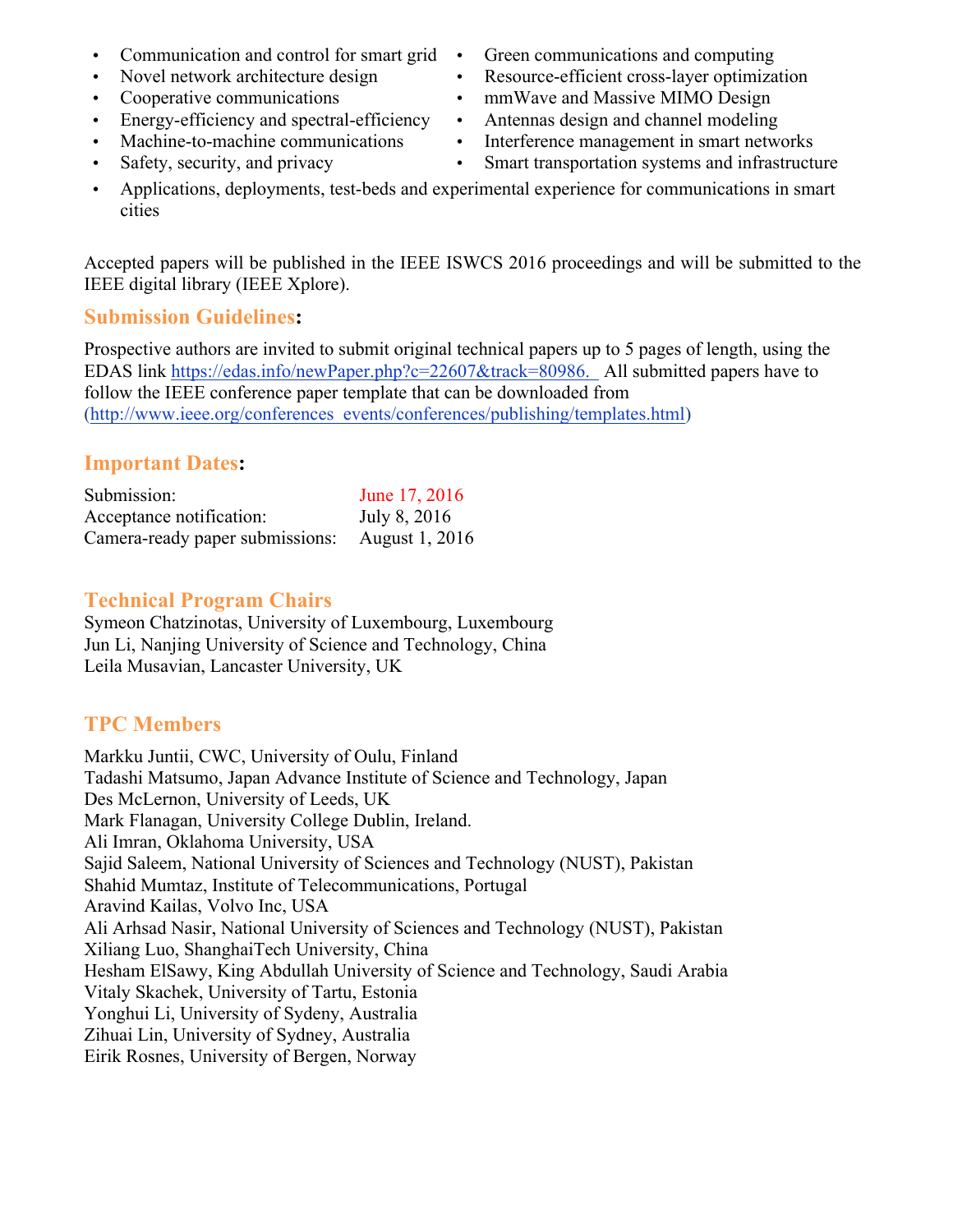- Communication and control for smart grid
- Novel network architecture design
- Cooperative communications
- Energy-efficiency and spectral-efficiency
- Machine-to-machine communications
- Safety, security, and privacy
- Green communications and computing
- Resource-efficient cross-layer optimization
- mmWave and Massive MIMO Design
- Antennas design and channel modeling
- Interference management in smart networks
- Smart transportation systems and infrastructure
- Applications, deployments, test-beds and experimental experience for communications in smart cities

Accepted papers will be published in the IEEE ISWCS 2016 proceedings and will be submitted to the IEEE digital library (IEEE Xplore).

## Submission Guidelines:

Prospective authors are invited to submit original technical papers up to 5 pages of length, using the EDAS link https://edas.info/newPaper.php?c=22607&track=80986. All submitted papers have to follow the IEEE conference paper template that can be downloaded from (http://www.ieee.org/conferences_events/conferences/publishing/templates.html)

## Important Dates:

| | |
|---|---|
| Submission: | June 17, 2016 |
| Acceptance notification: | July 8, 2016 |
| Camera-ready paper submissions: | August 1, 2016 |

## Technical Program Chairs

Symeon Chatzinotas, University of Luxembourg, Luxembourg
Jun Li, Nanjing University of Science and Technology, China
Leila Musavian, Lancaster University, UK

## TPC Members

Markku Juntii, CWC, University of Oulu, Finland
Tadashi Matsumo, Japan Advance Institute of Science and Technology, Japan
Des McLernon, University of Leeds, UK
Mark Flanagan, University College Dublin, Ireland.
Ali Imran, Oklahoma University, USA
Sajid Saleem, National University of Sciences and Technology (NUST), Pakistan
Shahid Mumtaz, Institute of Telecommunications, Portugal
Aravind Kailas, Volvo Inc, USA
Ali Arhsad Nasir, National University of Sciences and Technology (NUST), Pakistan
Xiliang Luo, ShanghaiTech University, China
Hesham ElSawy, King Abdullah University of Science and Technology, Saudi Arabia
Vitaly Skachek, University of Tartu, Estonia
Yonghui Li, University of Sydeny, Australia
Zihuai Lin, University of Sydney, Australia
Eirik Rosnes, University of Bergen, Norway